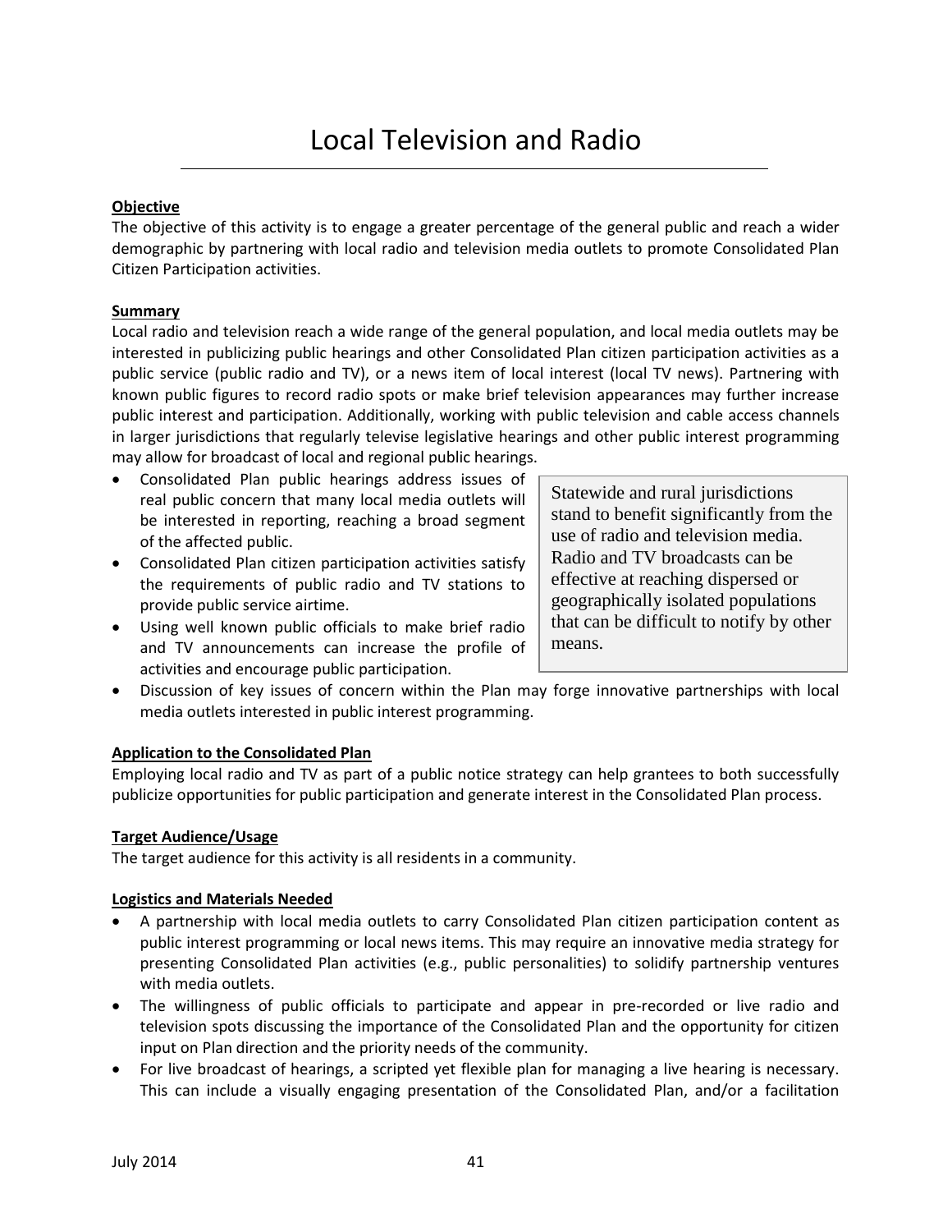# Local Television and Radio

**Objective**

The objective of this activity is to engage a greater percentage of the general public and reach a wider demographic by partnering with local radio and television media outlets to promote Consolidated Plan Citizen Participation activities.

**Summary**

Local radio and television reach a wide range of the general population, and local media outlets may be interested in publicizing public hearings and other Consolidated Plan citizen participation activities as a public service (public radio and TV), or a news item of local interest (local TV news). Partnering with known public figures to record radio spots or make brief television appearances may further increase public interest and participation. Additionally, working with public television and cable access channels in larger jurisdictions that regularly televise legislative hearings and other public interest programming may allow for broadcast of local and regional public hearings.

- Consolidated Plan public hearings address issues of real public concern that many local media outlets will be interested in reporting, reaching a broad segment of the affected public.
- Consolidated Plan citizen participation activities satisfy the requirements of public radio and TV stations to provide public service airtime.
- Using well known public officials to make brief radio and TV announcements can increase the profile of activities and encourage public participation.
- Discussion of key issues of concern within the Plan may forge innovative partnerships with local media outlets interested in public interest programming.

> Statewide and rural jurisdictions stand to benefit significantly from the use of radio and television media. Radio and TV broadcasts can be effective at reaching dispersed or geographically isolated populations that can be difficult to notify by other means.

**Application to the Consolidated Plan**

Employing local radio and TV as part of a public notice strategy can help grantees to both successfully publicize opportunities for public participation and generate interest in the Consolidated Plan process.

**Target Audience/Usage**

The target audience for this activity is all residents in a community.

**Logistics and Materials Needed**

- A partnership with local media outlets to carry Consolidated Plan citizen participation content as public interest programming or local news items. This may require an innovative media strategy for presenting Consolidated Plan activities (e.g., public personalities) to solidify partnership ventures with media outlets.
- The willingness of public officials to participate and appear in pre-recorded or live radio and television spots discussing the importance of the Consolidated Plan and the opportunity for citizen input on Plan direction and the priority needs of the community.
- For live broadcast of hearings, a scripted yet flexible plan for managing a live hearing is necessary. This can include a visually engaging presentation of the Consolidated Plan, and/or a facilitation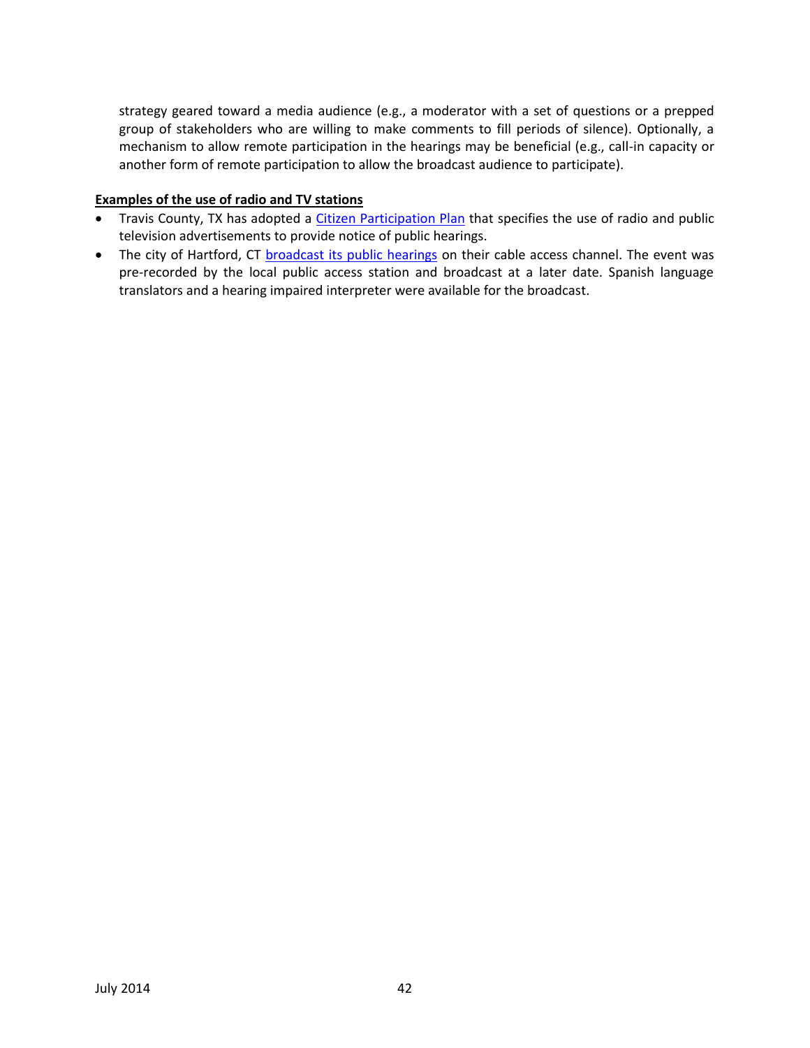strategy geared toward a media audience (e.g., a moderator with a set of questions or a prepped group of stakeholders who are willing to make comments to fill periods of silence). Optionally, a mechanism to allow remote participation in the hearings may be beneficial (e.g., call-in capacity or another form of remote participation to allow the broadcast audience to participate).

**Examples of the use of radio and TV stations**

- Travis County, TX has adopted a Citizen Participation Plan that specifies the use of radio and public television advertisements to provide notice of public hearings.
- The city of Hartford, CT broadcast its public hearings on their cable access channel. The event was pre-recorded by the local public access station and broadcast at a later date. Spanish language translators and a hearing impaired interpreter were available for the broadcast.